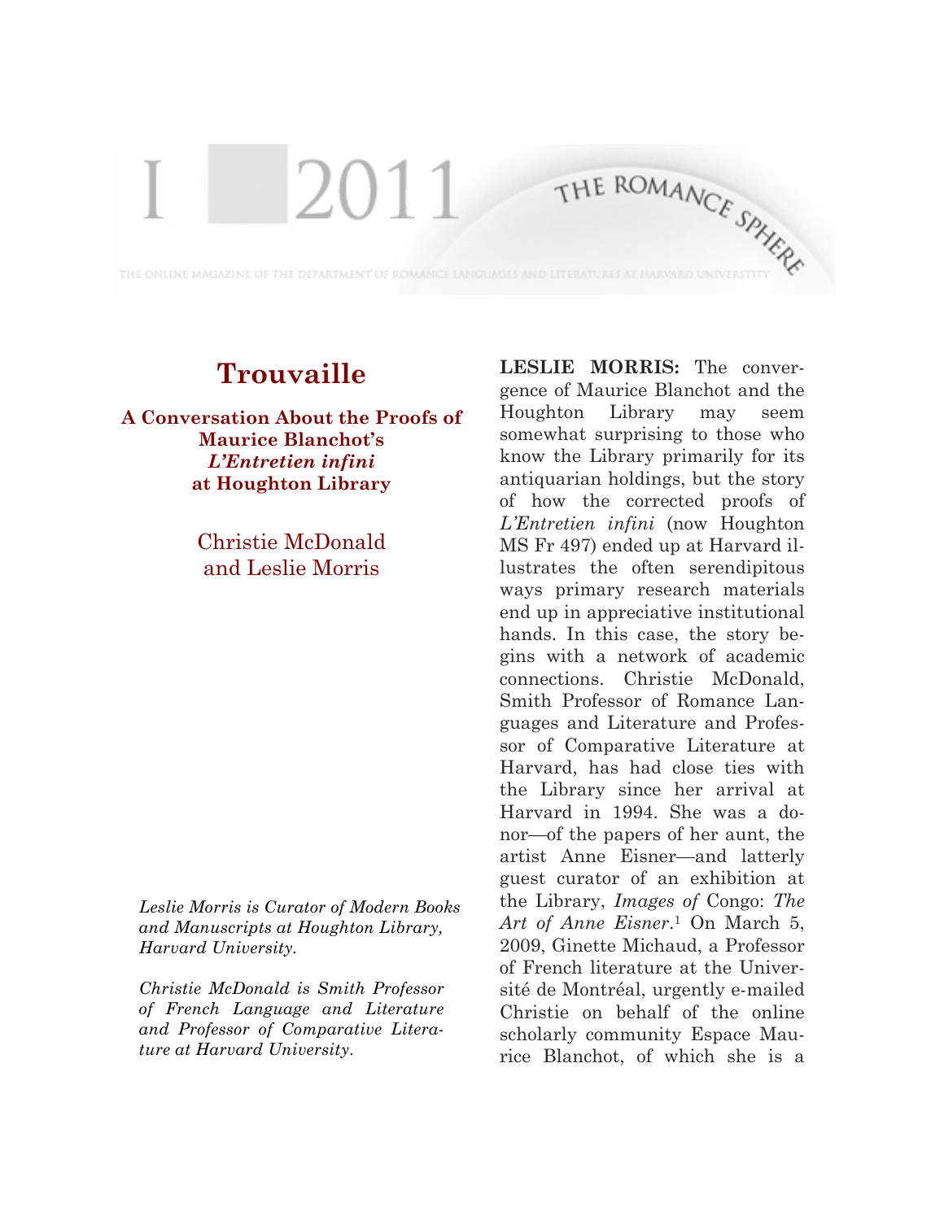# Trouvaille

### A Conversation About the Proofs of Maurice Blanchot's *L'Entretien infini* at Houghton Library

Christie McDonald and Leslie Morris

*Leslie Morris is Curator of Modern Books and Manuscripts at Houghton Library, Harvard University.*

*Christie McDonald is Smith Professor of French Language and Literature and Professor of Comparative Literature at Harvard University.*

**LESLIE MORRIS:** The convergence of Maurice Blanchot and the Houghton Library may seem somewhat surprising to those who know the Library primarily for its antiquarian holdings, but the story of how the corrected proofs of *L'Entretien infini* (now Houghton MS Fr 497) ended up at Harvard illustrates the often serendipitous ways primary research materials end up in appreciative institutional hands. In this case, the story begins with a network of academic connections. Christie McDonald, Smith Professor of Romance Languages and Literature and Professor of Comparative Literature at Harvard, has had close ties with the Library since her arrival at Harvard in 1994. She was a donor—of the papers of her aunt, the artist Anne Eisner—and latterly guest curator of an exhibition at the Library, *Images of* Congo: *The Art of Anne Eisner*.[1] On March 5, 2009, Ginette Michaud, a Professor of French literature at the Université de Montréal, urgently e-mailed Christie on behalf of the online scholarly community Espace Maurice Blanchot, of which she is a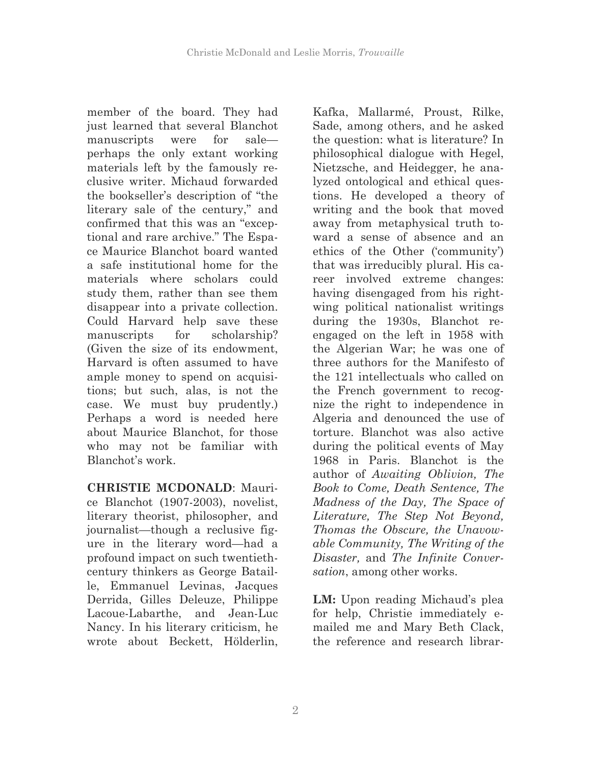member of the board. They had just learned that several Blanchot manuscripts were for sale—perhaps the only extant working materials left by the famously reclusive writer. Michaud forwarded the bookseller's description of "the literary sale of the century," and confirmed that this was an "exceptional and rare archive." The Espace Maurice Blanchot board wanted a safe institutional home for the materials where scholars could study them, rather than see them disappear into a private collection. Could Harvard help save these manuscripts for scholarship? (Given the size of its endowment, Harvard is often assumed to have ample money to spend on acquisitions; but such, alas, is not the case. We must buy prudently.) Perhaps a word is needed here about Maurice Blanchot, for those who may not be familiar with Blanchot's work.

**CHRISTIE MCDONALD**: Maurice Blanchot (1907-2003), novelist, literary theorist, philosopher, and journalist—though a reclusive figure in the literary word—had a profound impact on such twentieth-century thinkers as George Bataille, Emmanuel Levinas, Jacques Derrida, Gilles Deleuze, Philippe Lacoue-Labarthe, and Jean-Luc Nancy. In his literary criticism, he wrote about Beckett, Hölderlin, Kafka, Mallarmé, Proust, Rilke, Sade, among others, and he asked the question: what is literature? In philosophical dialogue with Hegel, Nietzsche, and Heidegger, he analyzed ontological and ethical questions. He developed a theory of writing and the book that moved away from metaphysical truth toward a sense of absence and an ethics of the Other ('community') that was irreducibly plural. His career involved extreme changes: having disengaged from his right-wing political nationalist writings during the 1930s, Blanchot re-engaged on the left in 1958 with the Algerian War; he was one of three authors for the Manifesto of the 121 intellectuals who called on the French government to recognize the right to independence in Algeria and denounced the use of torture. Blanchot was also active during the political events of May 1968 in Paris. Blanchot is the author of *Awaiting Oblivion, The Book to Come, Death Sentence, The Madness of the Day, The Space of Literature, The Step Not Beyond, Thomas the Obscure, the Unavowable Community, The Writing of the Disaster,* and *The Infinite Conversation*, among other works.

**LM:** Upon reading Michaud's plea for help, Christie immediately e-mailed me and Mary Beth Clack, the reference and research librar-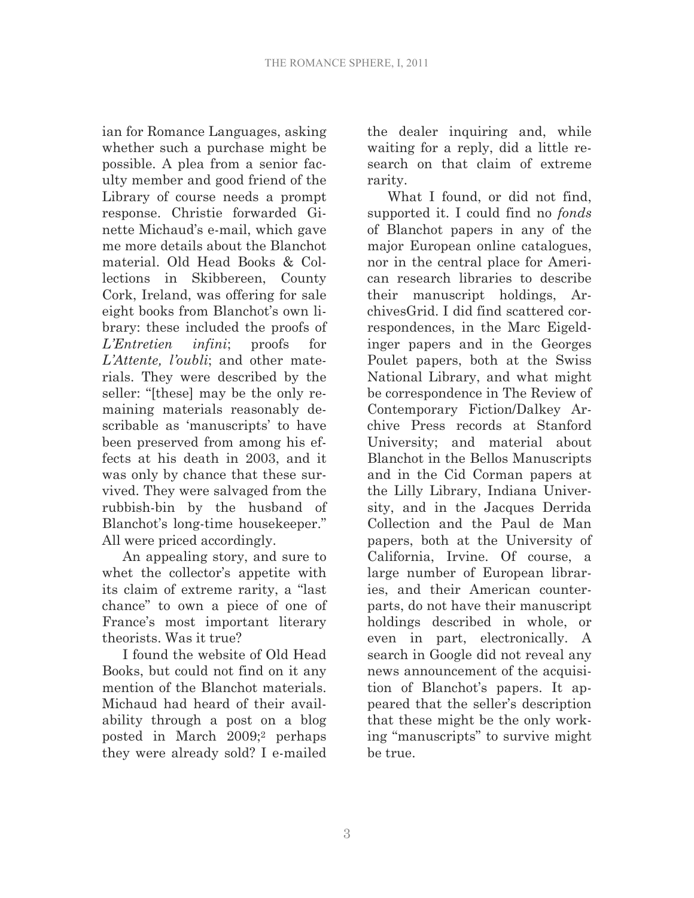ian for Romance Languages, asking whether such a purchase might be possible. A plea from a senior faculty member and good friend of the Library of course needs a prompt response. Christie forwarded Ginette Michaud's e-mail, which gave me more details about the Blanchot material. Old Head Books & Collections in Skibbereen, County Cork, Ireland, was offering for sale eight books from Blanchot's own library: these included the proofs of *L'Entretien infini*; proofs for *L'Attente, l'oubli*; and other materials. They were described by the seller: "[these] may be the only remaining materials reasonably describable as 'manuscripts' to have been preserved from among his effects at his death in 2003, and it was only by chance that these survived. They were salvaged from the rubbish-bin by the husband of Blanchot's long-time housekeeper." All were priced accordingly.

An appealing story, and sure to whet the collector's appetite with its claim of extreme rarity, a "last chance" to own a piece of one of France's most important literary theorists. Was it true?

I found the website of Old Head Books, but could not find on it any mention of the Blanchot materials. Michaud had heard of their availability through a post on a blog posted in March 2009;[2] perhaps they were already sold? I e-mailed the dealer inquiring and, while waiting for a reply, did a little research on that claim of extreme rarity.

What I found, or did not find, supported it. I could find no *fonds* of Blanchot papers in any of the major European online catalogues, nor in the central place for American research libraries to describe their manuscript holdings, ArchivesGrid. I did find scattered correspondences, in the Marc Eigeldinger papers and in the Georges Poulet papers, both at the Swiss National Library, and what might be correspondence in The Review of Contemporary Fiction/Dalkey Archive Press records at Stanford University; and material about Blanchot in the Bellos Manuscripts and in the Cid Corman papers at the Lilly Library, Indiana University, and in the Jacques Derrida Collection and the Paul de Man papers, both at the University of California, Irvine. Of course, a large number of European libraries, and their American counterparts, do not have their manuscript holdings described in whole, or even in part, electronically. A search in Google did not reveal any news announcement of the acquisition of Blanchot's papers. It appeared that the seller's description that these might be the only working "manuscripts" to survive might be true.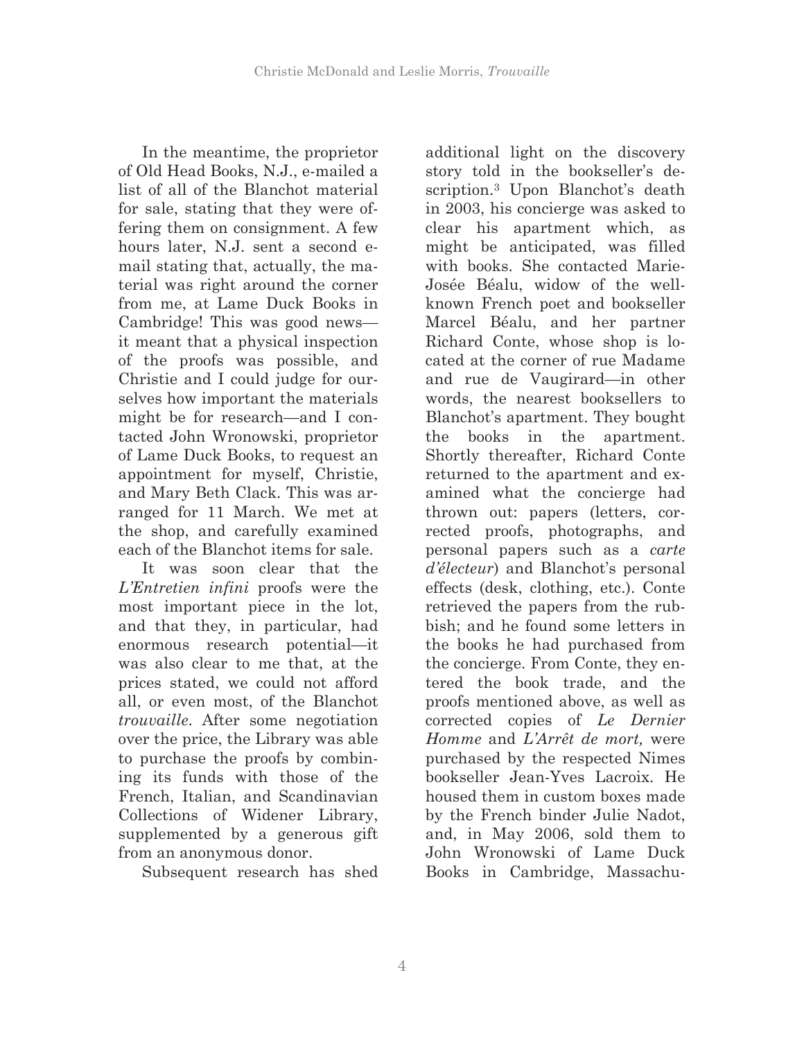In the meantime, the proprietor of Old Head Books, N.J., e-mailed a list of all of the Blanchot material for sale, stating that they were offering them on consignment. A few hours later, N.J. sent a second e-mail stating that, actually, the material was right around the corner from me, at Lame Duck Books in Cambridge! This was good news—it meant that a physical inspection of the proofs was possible, and Christie and I could judge for ourselves how important the materials might be for research—and I contacted John Wronowski, proprietor of Lame Duck Books, to request an appointment for myself, Christie, and Mary Beth Clack. This was arranged for 11 March. We met at the shop, and carefully examined each of the Blanchot items for sale.

It was soon clear that the *L'Entretien infini* proofs were the most important piece in the lot, and that they, in particular, had enormous research potential—it was also clear to me that, at the prices stated, we could not afford all, or even most, of the Blanchot *trouvaille*. After some negotiation over the price, the Library was able to purchase the proofs by combining its funds with those of the French, Italian, and Scandinavian Collections of Widener Library, supplemented by a generous gift from an anonymous donor.

Subsequent research has shed additional light on the discovery story told in the bookseller's description.[3] Upon Blanchot's death in 2003, his concierge was asked to clear his apartment which, as might be anticipated, was filled with books. She contacted Marie-Josée Béalu, widow of the well-known French poet and bookseller Marcel Béalu, and her partner Richard Conte, whose shop is located at the corner of rue Madame and rue de Vaugirard—in other words, the nearest booksellers to Blanchot's apartment. They bought the books in the apartment. Shortly thereafter, Richard Conte returned to the apartment and examined what the concierge had thrown out: papers (letters, corrected proofs, photographs, and personal papers such as a *carte d'électeur*) and Blanchot's personal effects (desk, clothing, etc.). Conte retrieved the papers from the rubbish; and he found some letters in the books he had purchased from the concierge. From Conte, they entered the book trade, and the proofs mentioned above, as well as corrected copies of *Le Dernier Homme* and *L'Arrêt de mort,* were purchased by the respected Nimes bookseller Jean-Yves Lacroix. He housed them in custom boxes made by the French binder Julie Nadot, and, in May 2006, sold them to John Wronowski of Lame Duck Books in Cambridge, Massachu-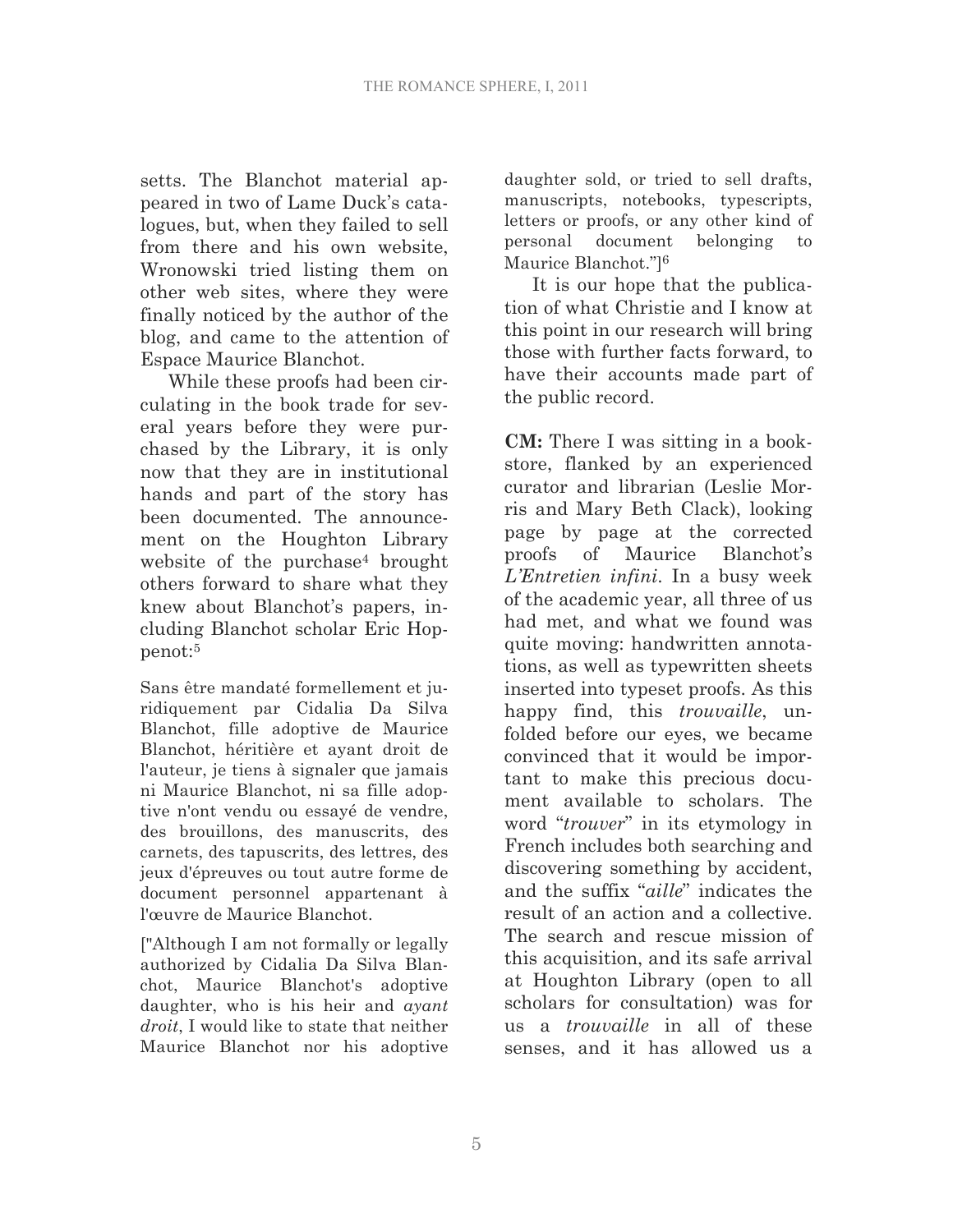setts. The Blanchot material appeared in two of Lame Duck's catalogues, but, when they failed to sell from there and his own website, Wronowski tried listing them on other web sites, where they were finally noticed by the author of the blog, and came to the attention of Espace Maurice Blanchot.

While these proofs had been circulating in the book trade for several years before they were purchased by the Library, it is only now that they are in institutional hands and part of the story has been documented. The announcement on the Houghton Library website of the purchase[4] brought others forward to share what they knew about Blanchot's papers, including Blanchot scholar Eric Hoppenot:[5]

> Sans être mandaté formellement et juridiquement par Cidalia Da Silva Blanchot, fille adoptive de Maurice Blanchot, héritière et ayant droit de l'auteur, je tiens à signaler que jamais ni Maurice Blanchot, ni sa fille adoptive n'ont vendu ou essayé de vendre, des brouillons, des manuscrits, des carnets, des tapuscrits, des lettres, des jeux d'épreuves ou tout autre forme de document personnel appartenant à l'œuvre de Maurice Blanchot.
>
> ["Although I am not formally or legally authorized by Cidalia Da Silva Blanchot, Maurice Blanchot's adoptive daughter, who is his heir and *ayant droit*, I would like to state that neither Maurice Blanchot nor his adoptive daughter sold, or tried to sell drafts, manuscripts, notebooks, typescripts, letters or proofs, or any other kind of personal document belonging to Maurice Blanchot."][6]

It is our hope that the publication of what Christie and I know at this point in our research will bring those with further facts forward, to have their accounts made part of the public record.

**CM:** There I was sitting in a bookstore, flanked by an experienced curator and librarian (Leslie Morris and Mary Beth Clack), looking page by page at the corrected proofs of Maurice Blanchot's *L'Entretien infini*. In a busy week of the academic year, all three of us had met, and what we found was quite moving: handwritten annotations, as well as typewritten sheets inserted into typeset proofs. As this happy find, this *trouvaille*, unfolded before our eyes, we became convinced that it would be important to make this precious document available to scholars. The word "*trouver*" in its etymology in French includes both searching and discovering something by accident, and the suffix "*aille*" indicates the result of an action and a collective. The search and rescue mission of this acquisition, and its safe arrival at Houghton Library (open to all scholars for consultation) was for us a *trouvaille* in all of these senses, and it has allowed us a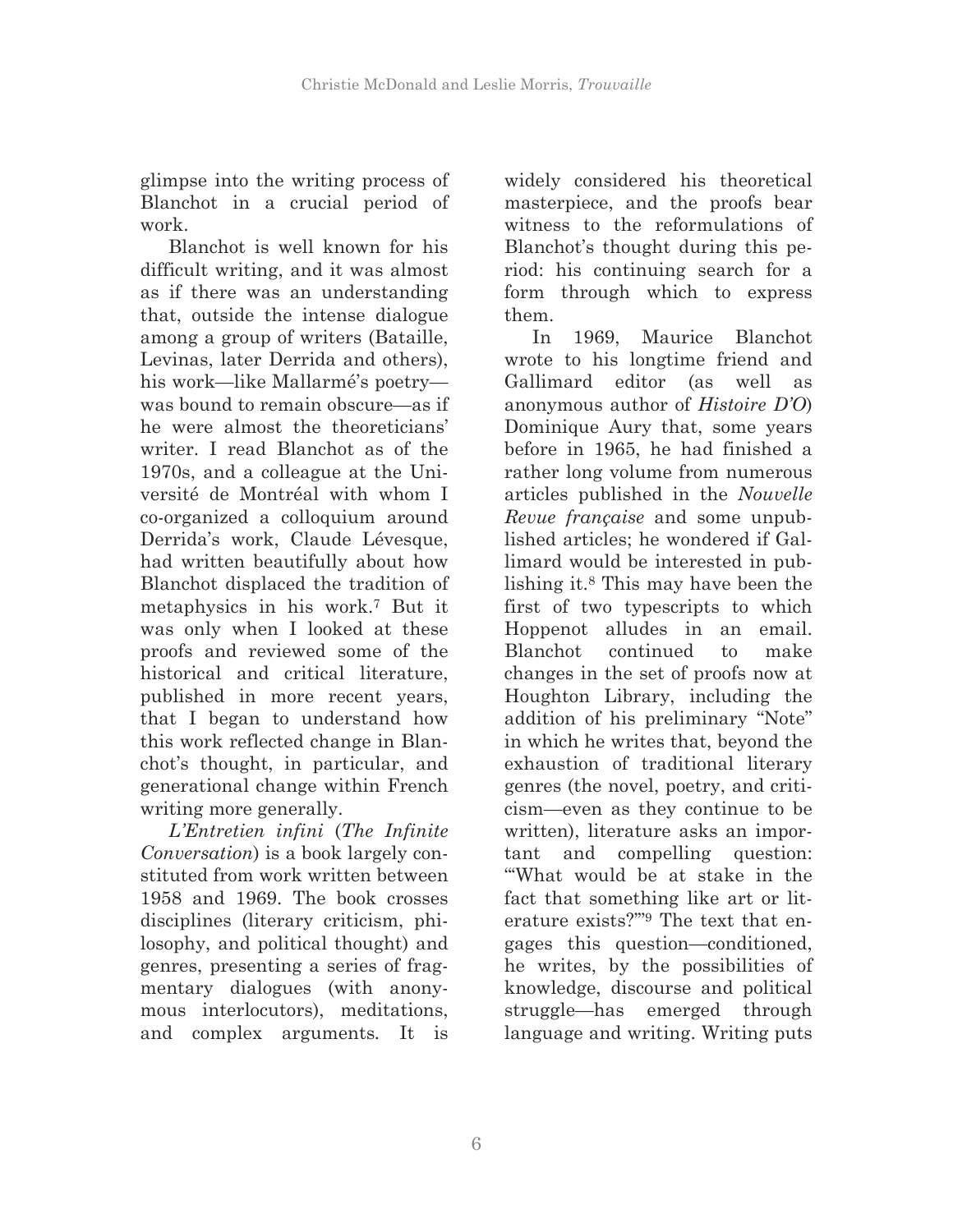glimpse into the writing process of Blanchot in a crucial period of work.

Blanchot is well known for his difficult writing, and it was almost as if there was an understanding that, outside the intense dialogue among a group of writers (Bataille, Levinas, later Derrida and others), his work—like Mallarmé's poetry—was bound to remain obscure—as if he were almost the theoreticians' writer. I read Blanchot as of the 1970s, and a colleague at the Université de Montréal with whom I co-organized a colloquium around Derrida's work, Claude Lévesque, had written beautifully about how Blanchot displaced the tradition of metaphysics in his work.[7] But it was only when I looked at these proofs and reviewed some of the historical and critical literature, published in more recent years, that I began to understand how this work reflected change in Blanchot's thought, in particular, and generational change within French writing more generally.

*L'Entretien infini* (*The Infinite Conversation*) is a book largely constituted from work written between 1958 and 1969. The book crosses disciplines (literary criticism, philosophy, and political thought) and genres, presenting a series of fragmentary dialogues (with anonymous interlocutors), meditations, and complex arguments. It is widely considered his theoretical masterpiece, and the proofs bear witness to the reformulations of Blanchot's thought during this period: his continuing search for a form through which to express them.

In 1969, Maurice Blanchot wrote to his longtime friend and Gallimard editor (as well as anonymous author of *Histoire D'O*) Dominique Aury that, some years before in 1965, he had finished a rather long volume from numerous articles published in the *Nouvelle Revue française* and some unpublished articles; he wondered if Gallimard would be interested in publishing it.[8] This may have been the first of two typescripts to which Hoppenot alludes in an email. Blanchot continued to make changes in the set of proofs now at Houghton Library, including the addition of his preliminary "Note" in which he writes that, beyond the exhaustion of traditional literary genres (the novel, poetry, and criticism—even as they continue to be written), literature asks an important and compelling question: "'What would be at stake in the fact that something like art or literature exists?'"[9] The text that engages this question—conditioned, he writes, by the possibilities of knowledge, discourse and political struggle—has emerged through language and writing. Writing puts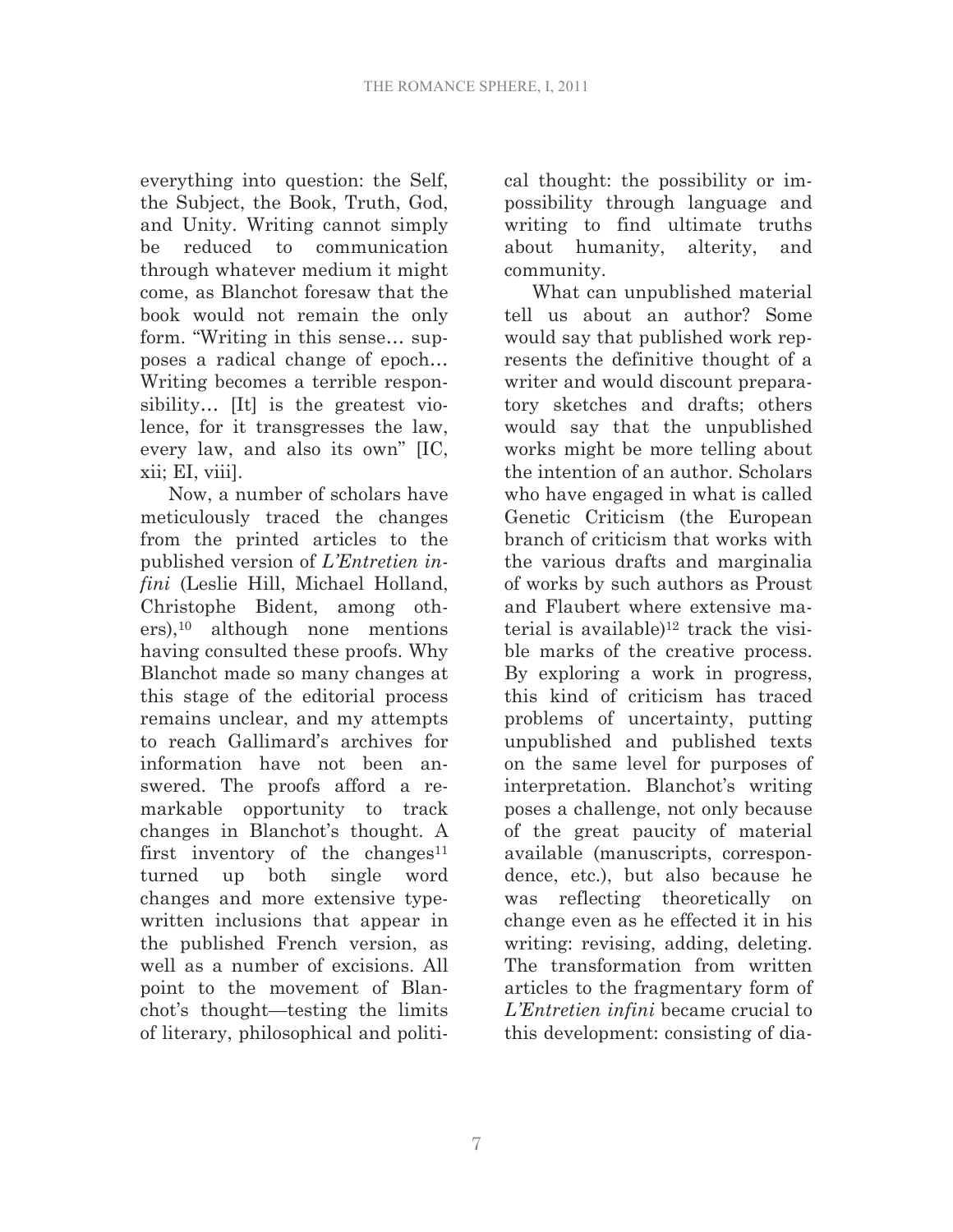everything into question: the Self, the Subject, the Book, Truth, God, and Unity. Writing cannot simply be reduced to communication through whatever medium it might come, as Blanchot foresaw that the book would not remain the only form. "Writing in this sense… supposes a radical change of epoch… Writing becomes a terrible responsibility… [It] is the greatest violence, for it transgresses the law, every law, and also its own" [IC, xii; EI, viii].

Now, a number of scholars have meticulously traced the changes from the printed articles to the published version of *L'Entretien infini* (Leslie Hill, Michael Holland, Christophe Bident, among others),[10] although none mentions having consulted these proofs. Why Blanchot made so many changes at this stage of the editorial process remains unclear, and my attempts to reach Gallimard's archives for information have not been answered. The proofs afford a remarkable opportunity to track changes in Blanchot's thought. A first inventory of the changes[11] turned up both single word changes and more extensive typewritten inclusions that appear in the published French version, as well as a number of excisions. All point to the movement of Blanchot's thought—testing the limits of literary, philosophical and political thought: the possibility or impossibility through language and writing to find ultimate truths about humanity, alterity, and community.

What can unpublished material tell us about an author? Some would say that published work represents the definitive thought of a writer and would discount preparatory sketches and drafts; others would say that the unpublished works might be more telling about the intention of an author. Scholars who have engaged in what is called Genetic Criticism (the European branch of criticism that works with the various drafts and marginalia of works by such authors as Proust and Flaubert where extensive material is available)[12] track the visible marks of the creative process. By exploring a work in progress, this kind of criticism has traced problems of uncertainty, putting unpublished and published texts on the same level for purposes of interpretation. Blanchot's writing poses a challenge, not only because of the great paucity of material available (manuscripts, correspondence, etc.), but also because he was reflecting theoretically on change even as he effected it in his writing: revising, adding, deleting. The transformation from written articles to the fragmentary form of *L'Entretien infini* became crucial to this development: consisting of dia-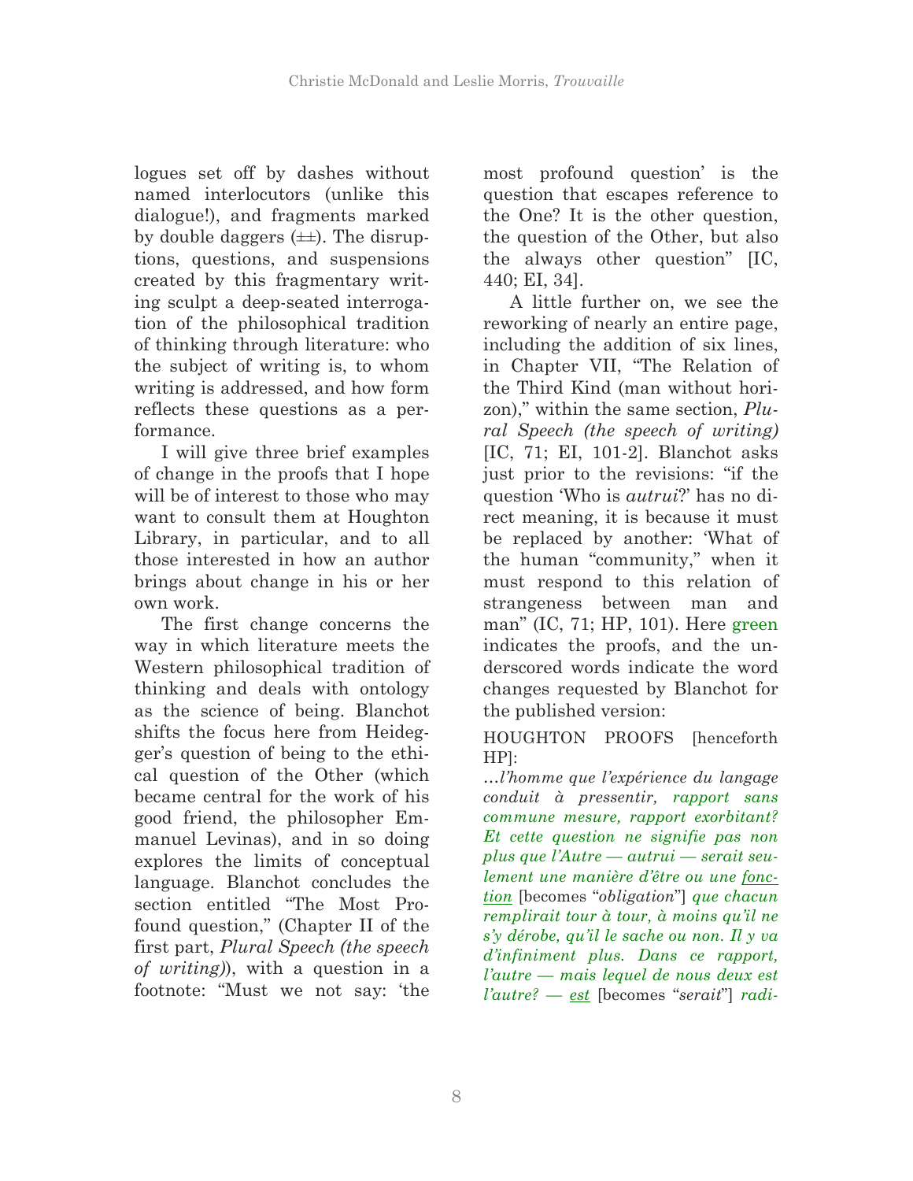logues set off by dashes without named interlocutors (unlike this dialogue!), and fragments marked by double daggers (⩲). The disruptions, questions, and suspensions created by this fragmentary writing sculpt a deep-seated interrogation of the philosophical tradition of thinking through literature: who the subject of writing is, to whom writing is addressed, and how form reflects these questions as a performance.

I will give three brief examples of change in the proofs that I hope will be of interest to those who may want to consult them at Houghton Library, in particular, and to all those interested in how an author brings about change in his or her own work.

The first change concerns the way in which literature meets the Western philosophical tradition of thinking and deals with ontology as the science of being. Blanchot shifts the focus here from Heidegger's question of being to the ethical question of the Other (which became central for the work of his good friend, the philosopher Emmanuel Levinas), and in so doing explores the limits of conceptual language. Blanchot concludes the section entitled "The Most Profound question," (Chapter II of the first part, *Plural Speech (the speech of writing)*), with a question in a footnote: "Must we not say: 'the most profound question' is the question that escapes reference to the One? It is the other question, the question of the Other, but also the always other question" [IC, 440; EI, 34].

A little further on, we see the reworking of nearly an entire page, including the addition of six lines, in Chapter VII, "The Relation of the Third Kind (man without horizon)," within the same section, *Plural Speech (the speech of writing)* [IC, 71; EI, 101-2]. Blanchot asks just prior to the revisions: "if the question 'Who is *autrui*?' has no direct meaning, it is because it must be replaced by another: 'What of the human "community," when it must respond to this relation of strangeness between man and man" (IC, 71; HP, 101). Here green indicates the proofs, and the underscored words indicate the word changes requested by Blanchot for the published version:

HOUGHTON PROOFS [henceforth HP]:

*…l'homme que l'expérience du langage conduit à pressentir, rapport sans commune mesure, rapport exorbitant? Et cette question ne signifie pas non plus que l'Autre — autrui — serait seulement une manière d'être ou une <u>fonction</u>* [becomes "*obligation*"] *que chacun remplirait tour à tour, à moins qu'il ne s'y dérobe, qu'il le sache ou non. Il y va d'infiniment plus. Dans ce rapport, l'autre — mais lequel de nous deux est l'autre? — <u>est</u>* [becomes "*serait*"] *radi-*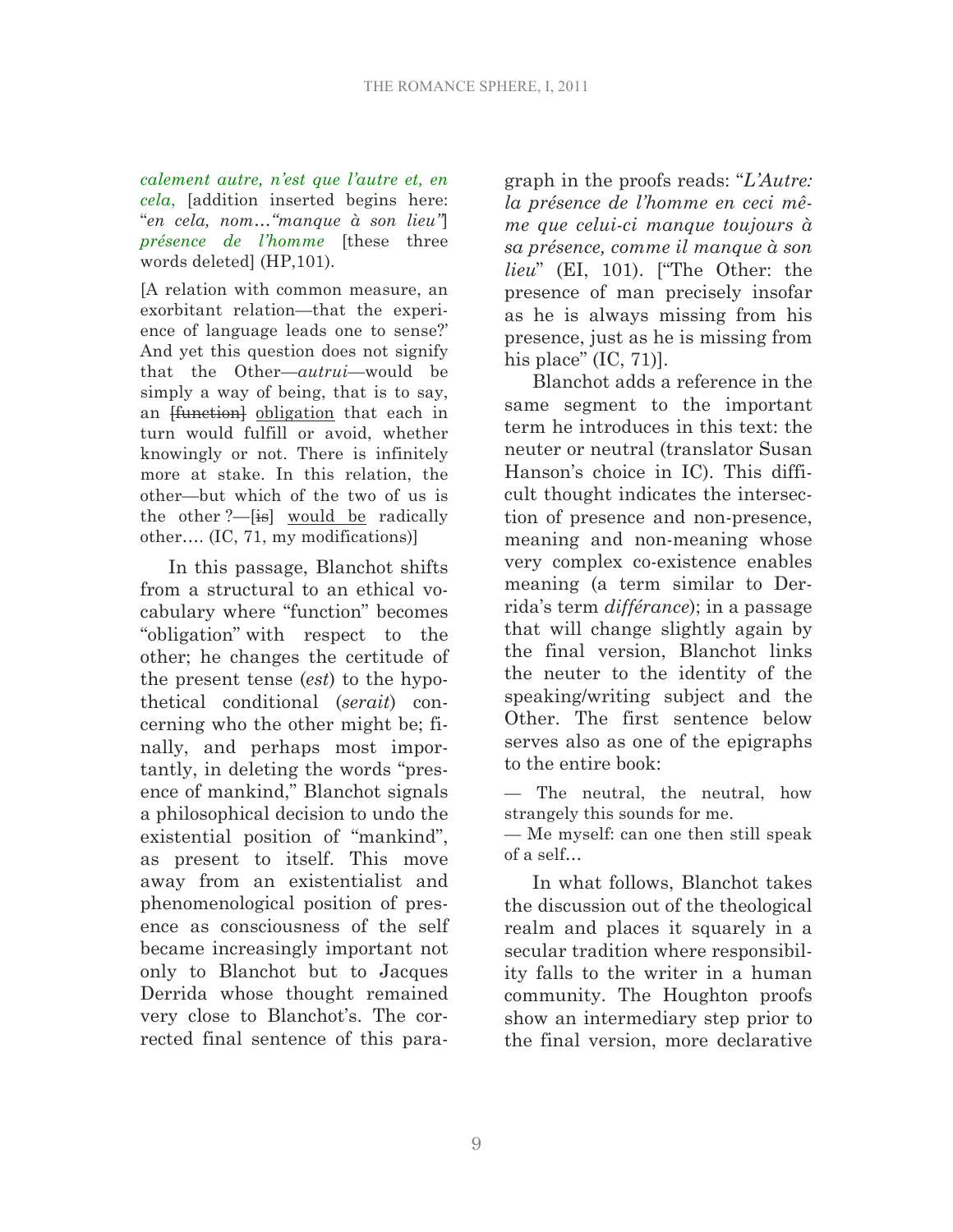*calement autre, n'est que l'autre et, en cela,* [addition inserted begins here: "*en cela, nom…"manque à son lieu"*] *présence de l'homme* [these three words deleted] (HP,101).

[A relation with common measure, an exorbitant relation—that the experience of language leads one to sense?' And yet this question does not signify that the Other—*autrui*—would be simply a way of being, that is to say, an ~~[function]~~ <u>obligation</u> that each in turn would fulfill or avoid, whether knowingly or not. There is infinitely more at stake. In this relation, the other—but which of the two of us is the other ?—[~~is~~] <u>would be</u> radically other…. (IC, 71, my modifications)]

In this passage, Blanchot shifts from a structural to an ethical vocabulary where "function" becomes "obligation" with respect to the other; he changes the certitude of the present tense (*est*) to the hypothetical conditional (*serait*) concerning who the other might be; finally, and perhaps most importantly, in deleting the words "presence of mankind," Blanchot signals a philosophical decision to undo the existential position of "mankind", as present to itself. This move away from an existentialist and phenomenological position of presence as consciousness of the self became increasingly important not only to Blanchot but to Jacques Derrida whose thought remained very close to Blanchot's. The corrected final sentence of this paragraph in the proofs reads: "*L'Autre: la présence de l'homme en ceci même que celui-ci manque toujours à sa présence, comme il manque à son lieu*" (EI, 101). ["The Other: the presence of man precisely insofar as he is always missing from his presence, just as he is missing from his place" (IC, 71)].

Blanchot adds a reference in the same segment to the important term he introduces in this text: the neuter or neutral (translator Susan Hanson's choice in IC). This difficult thought indicates the intersection of presence and non-presence, meaning and non-meaning whose very complex co-existence enables meaning (a term similar to Derrida's term *différance*); in a passage that will change slightly again by the final version, Blanchot links the neuter to the identity of the speaking/writing subject and the Other. The first sentence below serves also as one of the epigraphs to the entire book:

— The neutral, the neutral, how strangely this sounds for me.
— Me myself: can one then still speak of a self…

In what follows, Blanchot takes the discussion out of the theological realm and places it squarely in a secular tradition where responsibility falls to the writer in a human community. The Houghton proofs show an intermediary step prior to the final version, more declarative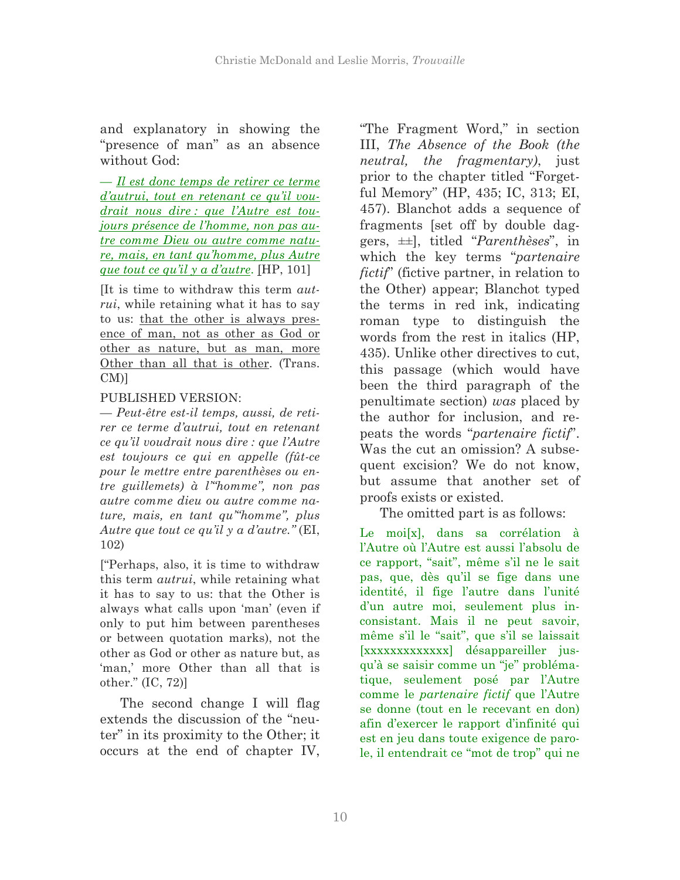and explanatory in showing the "presence of man" as an absence without God:

— *Il est donc temps de retirer ce terme d'autrui, tout en retenant ce qu'il voudrait nous dire : que l'Autre est toujours présence de l'homme, non pas autre comme Dieu ou autre comme nature, mais, en tant qu'homme, plus Autre que tout ce qu'il y a d'autre*. [HP, 101]

[It is time to withdraw this term *autrui*, while retaining what it has to say to us: that the other is always presence of man, not as other as God or other as nature, but as man, more Other than all that is other. (Trans. CM)]

PUBLISHED VERSION:
— *Peut-être est-il temps, aussi, de retirer ce terme d'autrui, tout en retenant ce qu'il voudrait nous dire : que l'Autre est toujours ce qui en appelle (fût-ce pour le mettre entre parenthèses ou entre guillemets) à l'"homme", non pas autre comme dieu ou autre comme nature, mais, en tant qu'"homme", plus Autre que tout ce qu'il y a d'autre."* (EI, 102)

["Perhaps, also, it is time to withdraw this term *autrui*, while retaining what it has to say to us: that the Other is always what calls upon 'man' (even if only to put him between parentheses or between quotation marks), not the other as God or other as nature but, as 'man,' more Other than all that is other." (IC, 72)]

The second change I will flag extends the discussion of the "neuter" in its proximity to the Other; it occurs at the end of chapter IV, "The Fragment Word," in section III, *The Absence of the Book (the neutral, the fragmentary)*, just prior to the chapter titled "Forgetful Memory" (HP, 435; IC, 313; EI, 457). Blanchot adds a sequence of fragments [set off by double daggers, ‡‡], titled "*Parenthèses*", in which the key terms "*partenaire fictif*" (fictive partner, in relation to the Other) appear; Blanchot typed the terms in red ink, indicating roman type to distinguish the words from the rest in italics (HP, 435). Unlike other directives to cut, this passage (which would have been the third paragraph of the penultimate section) *was* placed by the author for inclusion, and repeats the words "*partenaire fictif*". Was the cut an omission? A subsequent excision? We do not know, but assume that another set of proofs exists or existed.

The omitted part is as follows:

Le moi[x], dans sa corrélation à l'Autre où l'Autre est aussi l'absolu de ce rapport, "sait", même s'il ne le sait pas, que, dès qu'il se fige dans une identité, il fige l'autre dans l'unité d'un autre moi, seulement plus inconsistant. Mais il ne peut savoir, même s'il le "sait", que s'il se laissait [xxxxxxxxxxxxx] désappareiller jusqu'à se saisir comme un "je" problématique, seulement posé par l'Autre comme le *partenaire fictif* que l'Autre se donne (tout en le recevant en don) afin d'exercer le rapport d'infinité qui est en jeu dans toute exigence de parole, il entendrait ce "mot de trop" qui ne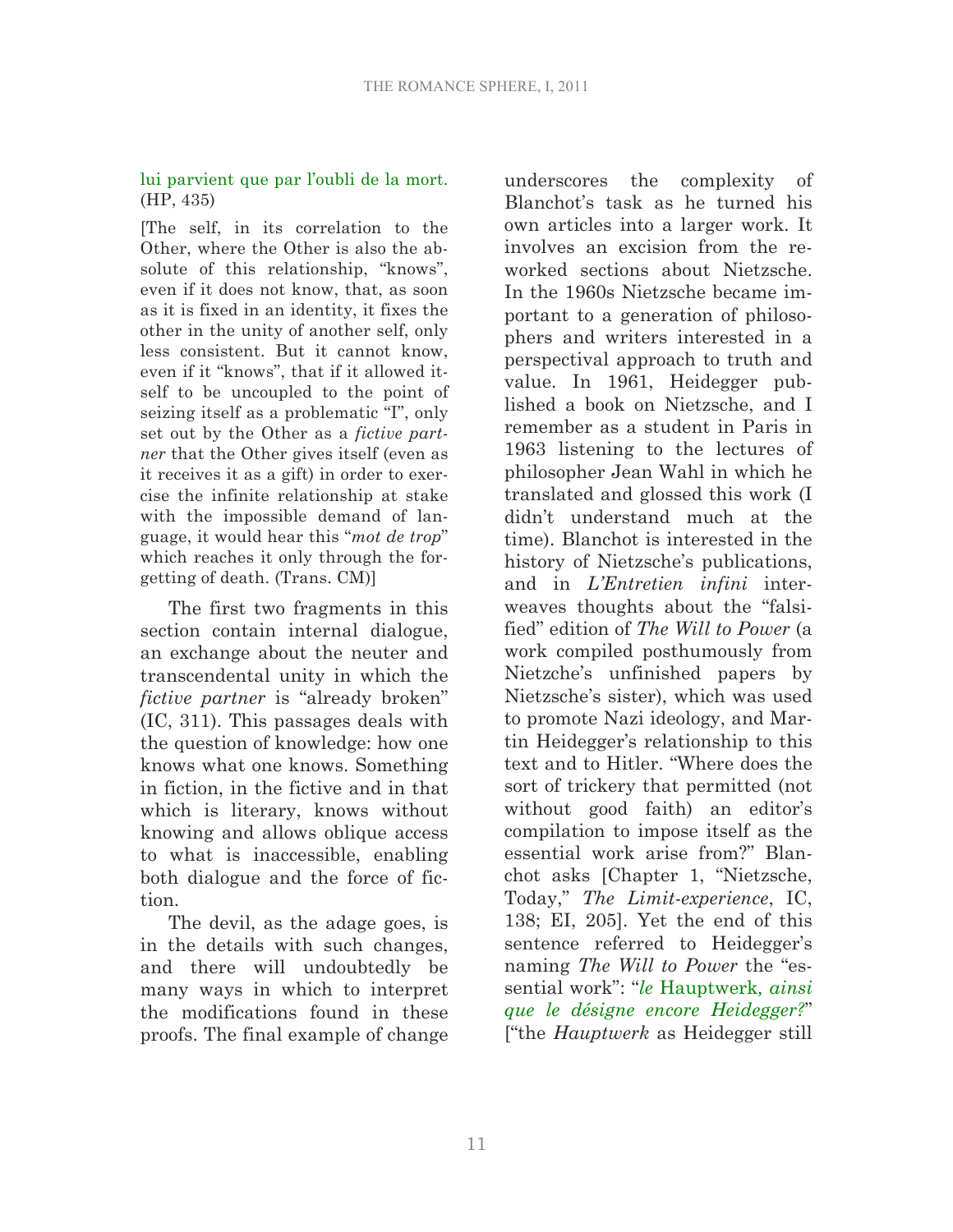lui parvient que par l'oubli de la mort. (HP, 435)

[The self, in its correlation to the Other, where the Other is also the absolute of this relationship, "knows", even if it does not know, that, as soon as it is fixed in an identity, it fixes the other in the unity of another self, only less consistent. But it cannot know, even if it "knows", that if it allowed itself to be uncoupled to the point of seizing itself as a problematic "I", only set out by the Other as a *fictive partner* that the Other gives itself (even as it receives it as a gift) in order to exercise the infinite relationship at stake with the impossible demand of language, it would hear this "*mot de trop*" which reaches it only through the forgetting of death. (Trans. CM)]

The first two fragments in this section contain internal dialogue, an exchange about the neuter and transcendental unity in which the *fictive partner* is "already broken" (IC, 311). This passages deals with the question of knowledge: how one knows what one knows. Something in fiction, in the fictive and in that which is literary, knows without knowing and allows oblique access to what is inaccessible, enabling both dialogue and the force of fiction.

The devil, as the adage goes, is in the details with such changes, and there will undoubtedly be many ways in which to interpret the modifications found in these proofs. The final example of change underscores the complexity of Blanchot's task as he turned his own articles into a larger work. It involves an excision from the reworked sections about Nietzsche. In the 1960s Nietzsche became important to a generation of philosophers and writers interested in a perspectival approach to truth and value. In 1961, Heidegger published a book on Nietzsche, and I remember as a student in Paris in 1963 listening to the lectures of philosopher Jean Wahl in which he translated and glossed this work (I didn't understand much at the time). Blanchot is interested in the history of Nietzsche's publications, and in *L'Entretien infini* interweaves thoughts about the "falsified" edition of *The Will to Power* (a work compiled posthumously from Nietzche's unfinished papers by Nietzsche's sister), which was used to promote Nazi ideology, and Martin Heidegger's relationship to this text and to Hitler. "Where does the sort of trickery that permitted (not without good faith) an editor's compilation to impose itself as the essential work arise from?" Blanchot asks [Chapter 1, "Nietzsche, Today," *The Limit-experience*, IC, 138; EI, 205]. Yet the end of this sentence referred to Heidegger's naming *The Will to Power* the "essential work": "*le* Hauptwerk*, ainsi que le désigne encore Heidegger?*" ["the *Hauptwerk* as Heidegger still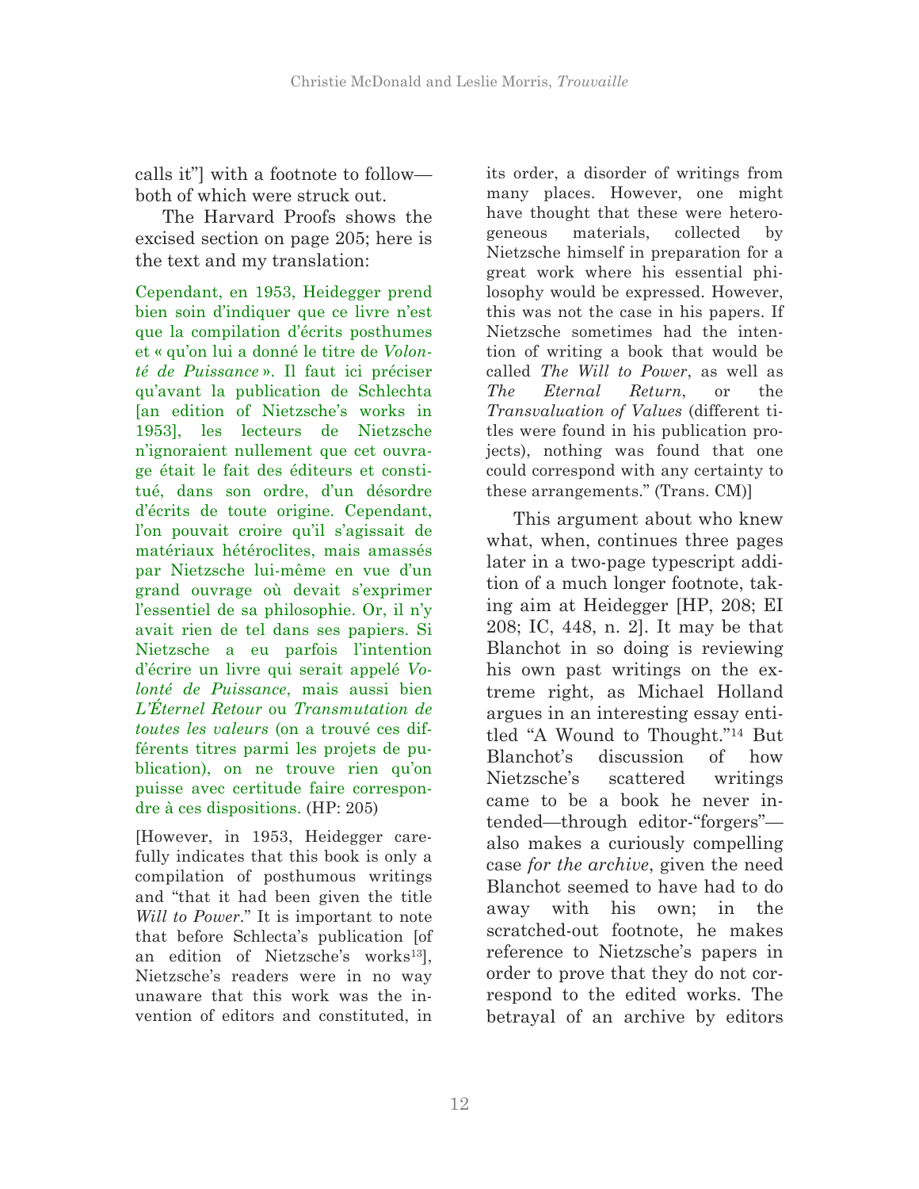calls it"] with a footnote to follow—both of which were struck out.

The Harvard Proofs shows the excised section on page 205; here is the text and my translation:

Cependant, en 1953, Heidegger prend bien soin d'indiquer que ce livre n'est que la compilation d'écrits posthumes et « qu'on lui a donné le titre de *Volonté de Puissance* ». Il faut ici préciser qu'avant la publication de Schlechta [an edition of Nietzsche's works in 1953], les lecteurs de Nietzsche n'ignoraient nullement que cet ouvrage était le fait des éditeurs et constitué, dans son ordre, d'un désordre d'écrits de toute origine. Cependant, l'on pouvait croire qu'il s'agissait de matériaux hétéroclites, mais amassés par Nietzsche lui-même en vue d'un grand ouvrage où devait s'exprimer l'essentiel de sa philosophie. Or, il n'y avait rien de tel dans ses papiers. Si Nietzsche a eu parfois l'intention d'écrire un livre qui serait appelé *Volonté de Puissance*, mais aussi bien *L'Éternel Retour* ou *Transmutation de toutes les valeurs* (on a trouvé ces différents titres parmi les projets de publication), on ne trouve rien qu'on puisse avec certitude faire correspondre à ces dispositions. (HP: 205)

[However, in 1953, Heidegger carefully indicates that this book is only a compilation of posthumous writings and "that it had been given the title *Will to Power*." It is important to note that before Schlecta's publication [of an edition of Nietzsche's works[13]], Nietzsche's readers were in no way unaware that this work was the invention of editors and constituted, in its order, a disorder of writings from many places. However, one might have thought that these were heterogeneous materials, collected by Nietzsche himself in preparation for a great work where his essential philosophy would be expressed. However, this was not the case in his papers. If Nietzsche sometimes had the intention of writing a book that would be called *The Will to Power*, as well as *The Eternal Return*, or the *Transvaluation of Values* (different titles were found in his publication projects), nothing was found that one could correspond with any certainty to these arrangements." (Trans. CM)]

This argument about who knew what, when, continues three pages later in a two-page typescript addition of a much longer footnote, taking aim at Heidegger [HP, 208; EI 208; IC, 448, n. 2]. It may be that Blanchot in so doing is reviewing his own past writings on the extreme right, as Michael Holland argues in an interesting essay entitled "A Wound to Thought."[14] But Blanchot's discussion of how Nietzsche's scattered writings came to be a book he never intended—through editor-"forgers"—also makes a curiously compelling case *for the archive*, given the need Blanchot seemed to have had to do away with his own; in the scratched-out footnote, he makes reference to Nietzsche's papers in order to prove that they do not correspond to the edited works. The betrayal of an archive by editors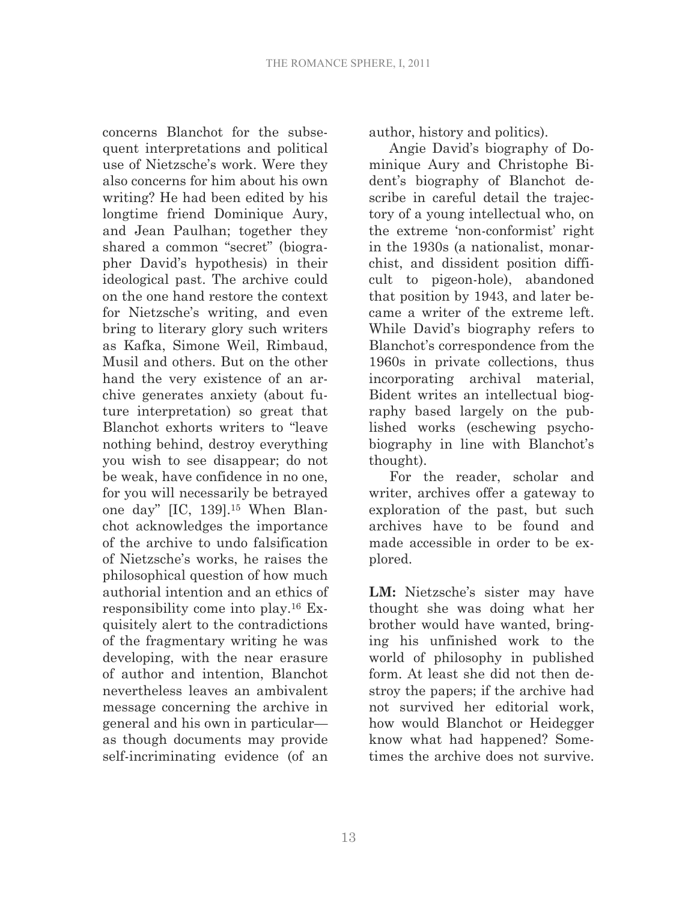concerns Blanchot for the subsequent interpretations and political use of Nietzsche's work. Were they also concerns for him about his own writing? He had been edited by his longtime friend Dominique Aury, and Jean Paulhan; together they shared a common "secret" (biographer David's hypothesis) in their ideological past. The archive could on the one hand restore the context for Nietzsche's writing, and even bring to literary glory such writers as Kafka, Simone Weil, Rimbaud, Musil and others. But on the other hand the very existence of an archive generates anxiety (about future interpretation) so great that Blanchot exhorts writers to "leave nothing behind, destroy everything you wish to see disappear; do not be weak, have confidence in no one, for you will necessarily be betrayed one day" [IC, 139].[15] When Blanchot acknowledges the importance of the archive to undo falsification of Nietzsche's works, he raises the philosophical question of how much authorial intention and an ethics of responsibility come into play.[16] Exquisitely alert to the contradictions of the fragmentary writing he was developing, with the near erasure of author and intention, Blanchot nevertheless leaves an ambivalent message concerning the archive in general and his own in particular—as though documents may provide self-incriminating evidence (of an author, history and politics).

Angie David's biography of Dominique Aury and Christophe Bident's biography of Blanchot describe in careful detail the trajectory of a young intellectual who, on the extreme 'non-conformist' right in the 1930s (a nationalist, monarchist, and dissident position difficult to pigeon-hole), abandoned that position by 1943, and later became a writer of the extreme left. While David's biography refers to Blanchot's correspondence from the 1960s in private collections, thus incorporating archival material, Bident writes an intellectual biography based largely on the published works (eschewing psychobiography in line with Blanchot's thought).

For the reader, scholar and writer, archives offer a gateway to exploration of the past, but such archives have to be found and made accessible in order to be explored.

**LM:** Nietzsche's sister may have thought she was doing what her brother would have wanted, bringing his unfinished work to the world of philosophy in published form. At least she did not then destroy the papers; if the archive had not survived her editorial work, how would Blanchot or Heidegger know what had happened? Sometimes the archive does not survive.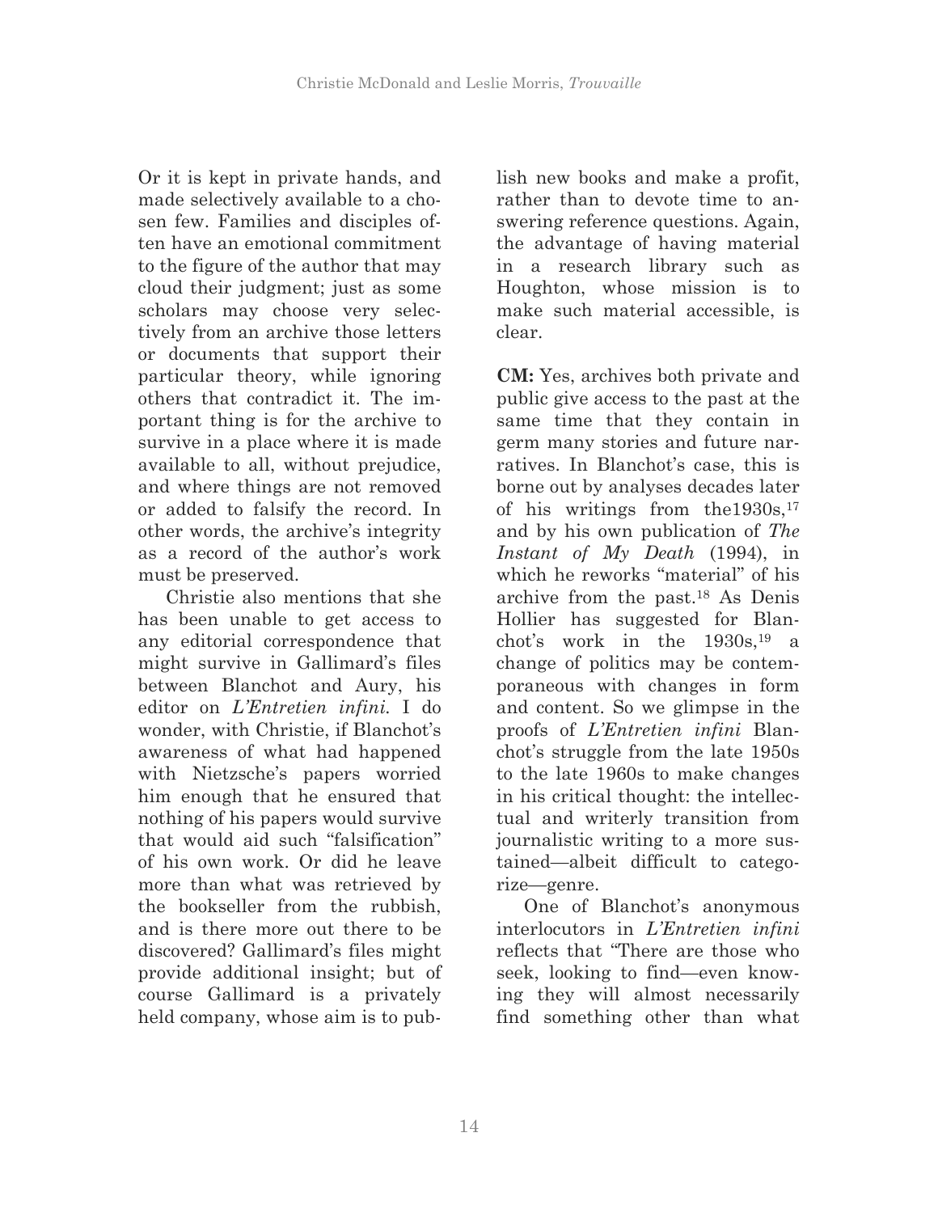Or it is kept in private hands, and made selectively available to a chosen few. Families and disciples often have an emotional commitment to the figure of the author that may cloud their judgment; just as some scholars may choose very selectively from an archive those letters or documents that support their particular theory, while ignoring others that contradict it. The important thing is for the archive to survive in a place where it is made available to all, without prejudice, and where things are not removed or added to falsify the record. In other words, the archive's integrity as a record of the author's work must be preserved.

Christie also mentions that she has been unable to get access to any editorial correspondence that might survive in Gallimard's files between Blanchot and Aury, his editor on *L'Entretien infini.* I do wonder, with Christie, if Blanchot's awareness of what had happened with Nietzsche's papers worried him enough that he ensured that nothing of his papers would survive that would aid such "falsification" of his own work. Or did he leave more than what was retrieved by the bookseller from the rubbish, and is there more out there to be discovered? Gallimard's files might provide additional insight; but of course Gallimard is a privately held company, whose aim is to publish new books and make a profit, rather than to devote time to answering reference questions. Again, the advantage of having material in a research library such as Houghton, whose mission is to make such material accessible, is clear.

**CM:** Yes, archives both private and public give access to the past at the same time that they contain in germ many stories and future narratives. In Blanchot's case, this is borne out by analyses decades later of his writings from the1930s,[17] and by his own publication of *The Instant of My Death* (1994), in which he reworks "material" of his archive from the past.[18] As Denis Hollier has suggested for Blanchot's work in the 1930s,[19] a change of politics may be contemporaneous with changes in form and content. So we glimpse in the proofs of *L'Entretien infini* Blanchot's struggle from the late 1950s to the late 1960s to make changes in his critical thought: the intellectual and writerly transition from journalistic writing to a more sustained—albeit difficult to categorize—genre.

One of Blanchot's anonymous interlocutors in *L'Entretien infini* reflects that "There are those who seek, looking to find—even knowing they will almost necessarily find something other than what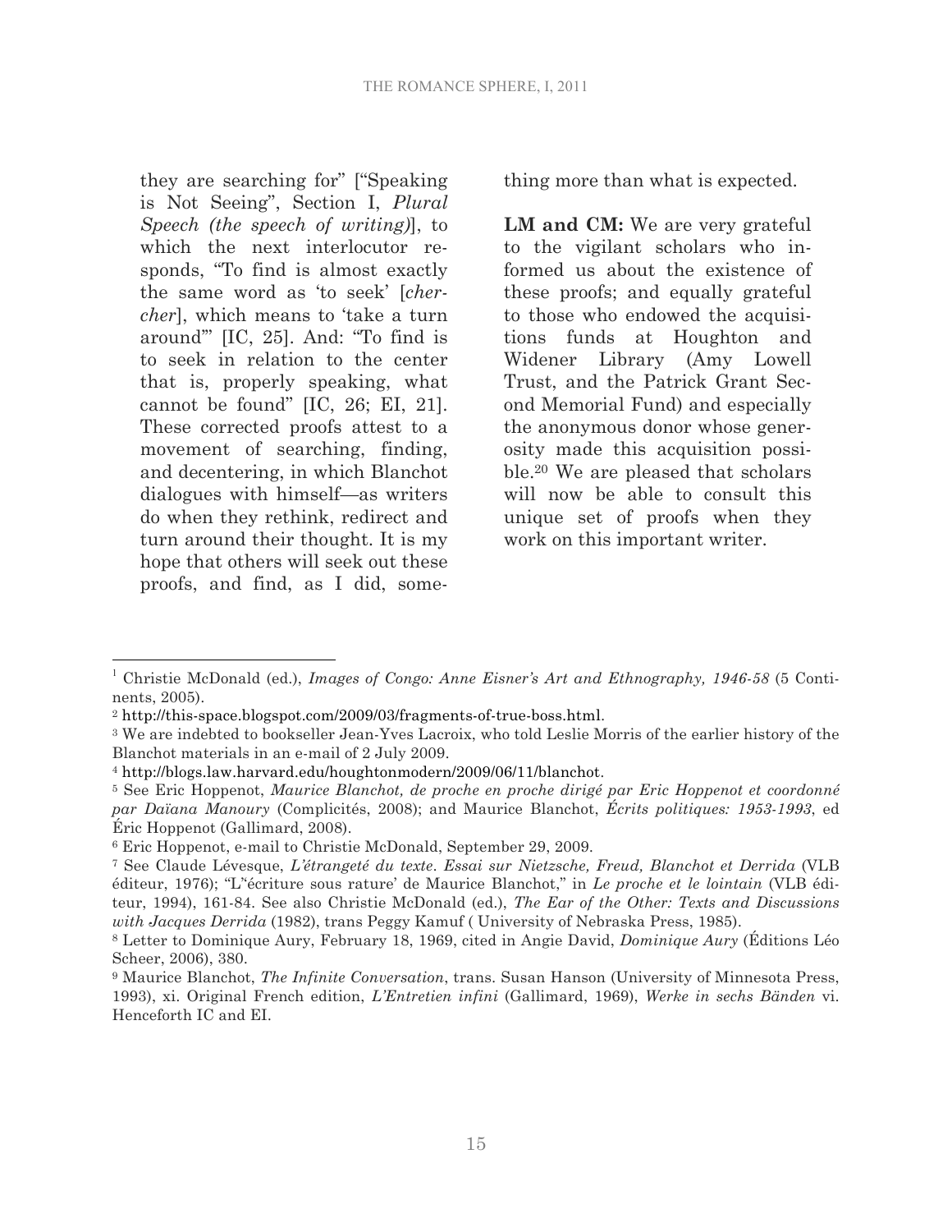they are searching for" ["Speaking is Not Seeing", Section I, *Plural Speech (the speech of writing)*], to which the next interlocutor responds, "To find is almost exactly the same word as 'to seek' [*chercher*], which means to 'take a turn around'" [IC, 25]. And: "To find is to seek in relation to the center that is, properly speaking, what cannot be found" [IC, 26; EI, 21]. These corrected proofs attest to a movement of searching, finding, and decentering, in which Blanchot dialogues with himself—as writers do when they rethink, redirect and turn around their thought. It is my hope that others will seek out these proofs, and find, as I did, something more than what is expected.

**LM and CM:** We are very grateful to the vigilant scholars who informed us about the existence of these proofs; and equally grateful to those who endowed the acquisitions funds at Houghton and Widener Library (Amy Lowell Trust, and the Patrick Grant Second Memorial Fund) and especially the anonymous donor whose generosity made this acquisition possible.[20] We are pleased that scholars will now be able to consult this unique set of proofs when they work on this important writer.

---

[1] Christie McDonald (ed.), *Images of Congo: Anne Eisner's Art and Ethnography, 1946-58* (5 Continents, 2005).

[2] http://this-space.blogspot.com/2009/03/fragments-of-true-boss.html.

[3] We are indebted to bookseller Jean-Yves Lacroix, who told Leslie Morris of the earlier history of the Blanchot materials in an e-mail of 2 July 2009.

[4] http://blogs.law.harvard.edu/houghtonmodern/2009/06/11/blanchot.

[5] See Eric Hoppenot, *Maurice Blanchot, de proche en proche dirigé par Eric Hoppenot et coordonné par Daïana Manoury* (Complicités, 2008); and Maurice Blanchot, *Écrits politiques: 1953-1993*, ed Éric Hoppenot (Gallimard, 2008).

[6] Eric Hoppenot, e-mail to Christie McDonald, September 29, 2009.

[7] See Claude Lévesque, *L'étrangeté du texte. Essai sur Nietzsche, Freud, Blanchot et Derrida* (VLB éditeur, 1976); "L''écriture sous rature' de Maurice Blanchot," in *Le proche et le lointain* (VLB éditeur, 1994), 161-84. See also Christie McDonald (ed.), *The Ear of the Other: Texts and Discussions with Jacques Derrida* (1982), trans Peggy Kamuf ( University of Nebraska Press, 1985).

[8] Letter to Dominique Aury, February 18, 1969, cited in Angie David, *Dominique Aury* (Éditions Léo Scheer, 2006), 380.

[9] Maurice Blanchot, *The Infinite Conversation*, trans. Susan Hanson (University of Minnesota Press, 1993), xi. Original French edition, *L'Entretien infini* (Gallimard, 1969), *Werke in sechs Bänden* vi. Henceforth IC and EI.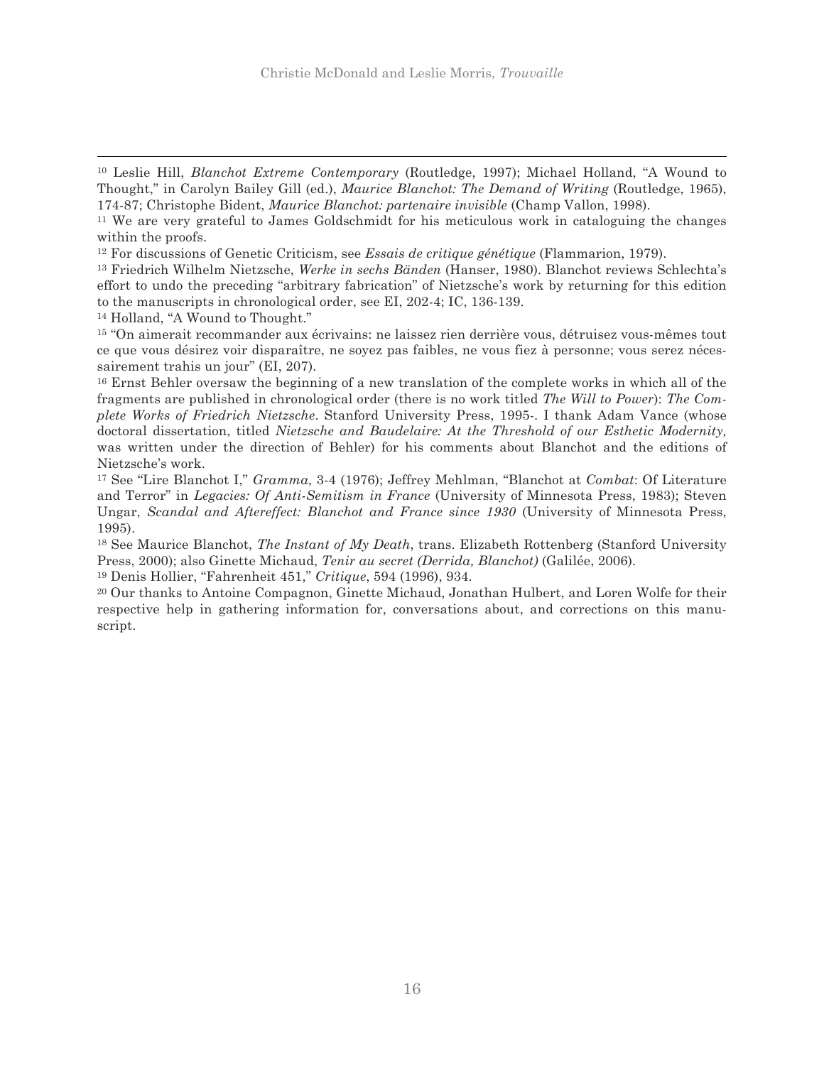[10] Leslie Hill, *Blanchot Extreme Contemporary* (Routledge, 1997); Michael Holland, "A Wound to Thought," in Carolyn Bailey Gill (ed.), *Maurice Blanchot: The Demand of Writing* (Routledge, 1965), 174-87; Christophe Bident, *Maurice Blanchot: partenaire invisible* (Champ Vallon, 1998).

[11] We are very grateful to James Goldschmidt for his meticulous work in cataloguing the changes within the proofs.

[12] For discussions of Genetic Criticism, see *Essais de critique génétique* (Flammarion, 1979).

[13] Friedrich Wilhelm Nietzsche, *Werke in sechs Bänden* (Hanser, 1980). Blanchot reviews Schlechta's effort to undo the preceding "arbitrary fabrication" of Nietzsche's work by returning for this edition to the manuscripts in chronological order, see EI, 202-4; IC, 136-139.

[14] Holland, "A Wound to Thought."

[15] "On aimerait recommander aux écrivains: ne laissez rien derrière vous, détruisez vous-mêmes tout ce que vous désirez voir disparaître, ne soyez pas faibles, ne vous fiez à personne; vous serez nécessairement trahis un jour" (EI, 207).

[16] Ernst Behler oversaw the beginning of a new translation of the complete works in which all of the fragments are published in chronological order (there is no work titled *The Will to Power*): *The Complete Works of Friedrich Nietzsche*. Stanford University Press, 1995-. I thank Adam Vance (whose doctoral dissertation, titled *Nietzsche and Baudelaire: At the Threshold of our Esthetic Modernity,* was written under the direction of Behler) for his comments about Blanchot and the editions of Nietzsche's work.

[17] See "Lire Blanchot I," *Gramma*, 3-4 (1976); Jeffrey Mehlman, "Blanchot at *Combat*: Of Literature and Terror" in *Legacies: Of Anti-Semitism in France* (University of Minnesota Press, 1983); Steven Ungar, *Scandal and Aftereffect: Blanchot and France since 1930* (University of Minnesota Press, 1995).

[18] See Maurice Blanchot, *The Instant of My Death*, trans. Elizabeth Rottenberg (Stanford University Press, 2000); also Ginette Michaud, *Tenir au secret (Derrida, Blanchot)* (Galilée, 2006).

[19] Denis Hollier, "Fahrenheit 451," *Critique*, 594 (1996), 934.

[20] Our thanks to Antoine Compagnon, Ginette Michaud, Jonathan Hulbert, and Loren Wolfe for their respective help in gathering information for, conversations about, and corrections on this manuscript.